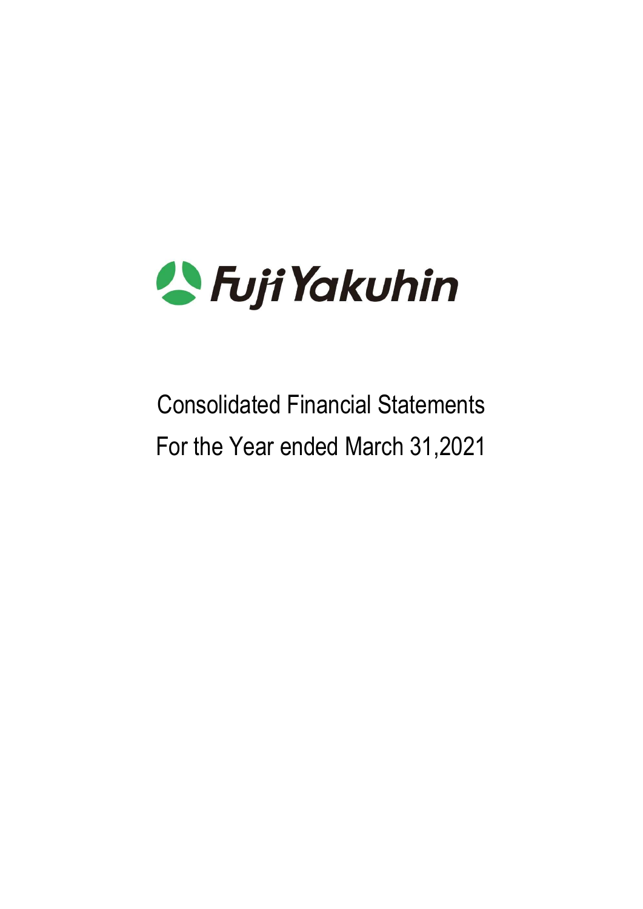# Fuji Yakuhin

## Consolidated Financial Statements

## For the Year ended March 31,2021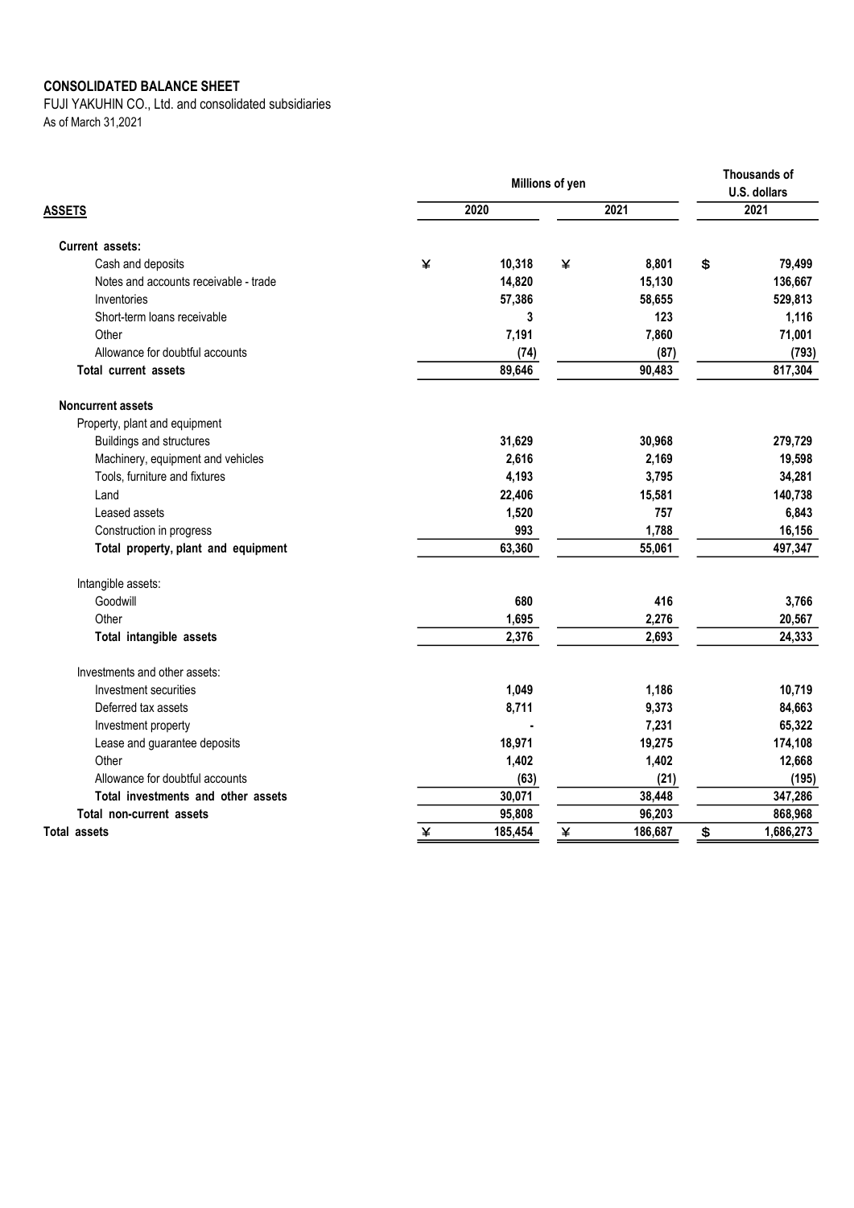**CONSOLIDATED BALANCE SHEET**

FUJI YAKUHIN CO., Ltd. and consolidated subsidiaries

As of March 31,2021

| | Millions of yen | | Thousands of U.S. dollars |
|---|---|---|---|
| **ASSETS** | 2020 | 2021 | 2021 |
| **Current assets:** | | | |
| Cash and deposits | ¥ 10,318 | ¥ 8,801 | $ 79,499 |
| Notes and accounts receivable - trade | 14,820 | 15,130 | 136,667 |
| Inventories | 57,386 | 58,655 | 529,813 |
| Short-term loans receivable | 3 | 123 | 1,116 |
| Other | 7,191 | 7,860 | 71,001 |
| Allowance for doubtful accounts | (74) | (87) | (793) |
| **Total current assets** | 89,646 | 90,483 | 817,304 |
| **Noncurrent assets** | | | |
| Property, plant and equipment | | | |
| Buildings and structures | 31,629 | 30,968 | 279,729 |
| Machinery, equipment and vehicles | 2,616 | 2,169 | 19,598 |
| Tools, furniture and fixtures | 4,193 | 3,795 | 34,281 |
| Land | 22,406 | 15,581 | 140,738 |
| Leased assets | 1,520 | 757 | 6,843 |
| Construction in progress | 993 | 1,788 | 16,156 |
| **Total property, plant and equipment** | 63,360 | 55,061 | 497,347 |
| Intangible assets: | | | |
| Goodwill | 680 | 416 | 3,766 |
| Other | 1,695 | 2,276 | 20,567 |
| **Total intangible assets** | 2,376 | 2,693 | 24,333 |
| Investments and other assets: | | | |
| Investment securities | 1,049 | 1,186 | 10,719 |
| Deferred tax assets | 8,711 | 9,373 | 84,663 |
| Investment property | - | 7,231 | 65,322 |
| Lease and guarantee deposits | 18,971 | 19,275 | 174,108 |
| Other | 1,402 | 1,402 | 12,668 |
| Allowance for doubtful accounts | (63) | (21) | (195) |
| **Total investments and other assets** | 30,071 | 38,448 | 347,286 |
| **Total non-current assets** | 95,808 | 96,203 | 868,968 |
| **Total assets** | ¥ 185,454 | ¥ 186,687 | $ 1,686,273 |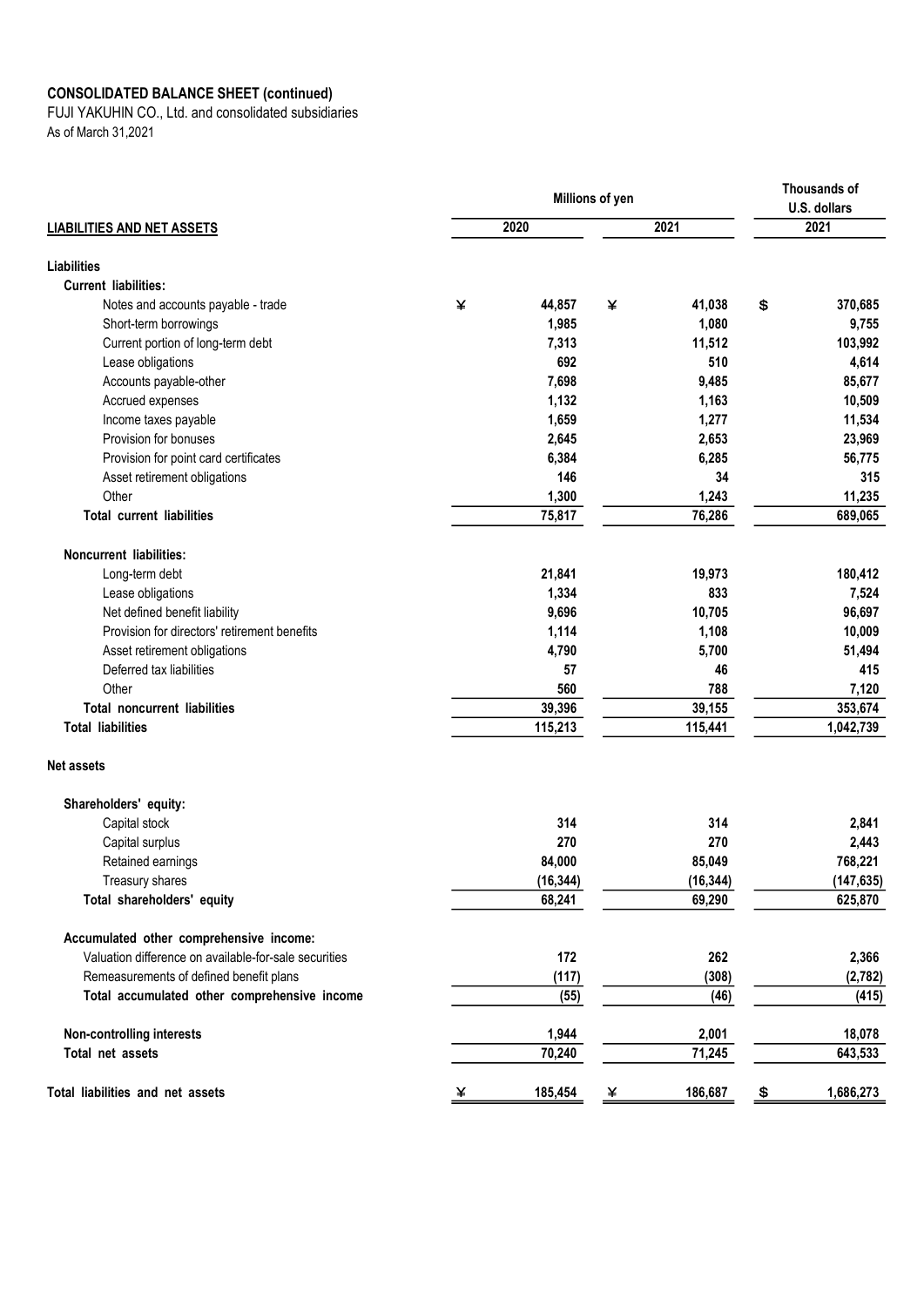**CONSOLIDATED BALANCE SHEET (continued)**

FUJI YAKUHIN CO., Ltd. and consolidated subsidiaries

As of March 31,2021

| LIABILITIES AND NET ASSETS | Millions of yen | | Thousands of U.S. dollars |
|---|---|---|---|
| | 2020 | 2021 | 2021 |
| **Liabilities** | | | |
| **Current liabilities:** | | | |
| Notes and accounts payable - trade | ¥ 44,857 | ¥ 41,038 | $ 370,685 |
| Short-term borrowings | 1,985 | 1,080 | 9,755 |
| Current portion of long-term debt | 7,313 | 11,512 | 103,992 |
| Lease obligations | 692 | 510 | 4,614 |
| Accounts payable-other | 7,698 | 9,485 | 85,677 |
| Accrued expenses | 1,132 | 1,163 | 10,509 |
| Income taxes payable | 1,659 | 1,277 | 11,534 |
| Provision for bonuses | 2,645 | 2,653 | 23,969 |
| Provision for point card certificates | 6,384 | 6,285 | 56,775 |
| Asset retirement obligations | 146 | 34 | 315 |
| Other | 1,300 | 1,243 | 11,235 |
| **Total current liabilities** | 75,817 | 76,286 | 689,065 |
| **Noncurrent liabilities:** | | | |
| Long-term debt | 21,841 | 19,973 | 180,412 |
| Lease obligations | 1,334 | 833 | 7,524 |
| Net defined benefit liability | 9,696 | 10,705 | 96,697 |
| Provision for directors' retirement benefits | 1,114 | 1,108 | 10,009 |
| Asset retirement obligations | 4,790 | 5,700 | 51,494 |
| Deferred tax liabilities | 57 | 46 | 415 |
| Other | 560 | 788 | 7,120 |
| **Total noncurrent liabilities** | 39,396 | 39,155 | 353,674 |
| **Total liabilities** | 115,213 | 115,441 | 1,042,739 |
| **Net assets** | | | |
| **Shareholders' equity:** | | | |
| Capital stock | 314 | 314 | 2,841 |
| Capital surplus | 270 | 270 | 2,443 |
| Retained earnings | 84,000 | 85,049 | 768,221 |
| Treasury shares | (16,344) | (16,344) | (147,635) |
| **Total shareholders' equity** | 68,241 | 69,290 | 625,870 |
| **Accumulated other comprehensive income:** | | | |
| Valuation difference on available-for-sale securities | 172 | 262 | 2,366 |
| Remeasurements of defined benefit plans | (117) | (308) | (2,782) |
| **Total accumulated other comprehensive income** | (55) | (46) | (415) |
| **Non-controlling interests** | 1,944 | 2,001 | 18,078 |
| **Total net assets** | 70,240 | 71,245 | 643,533 |
| **Total liabilities and net assets** | ¥ 185,454 | ¥ 186,687 | $ 1,686,273 |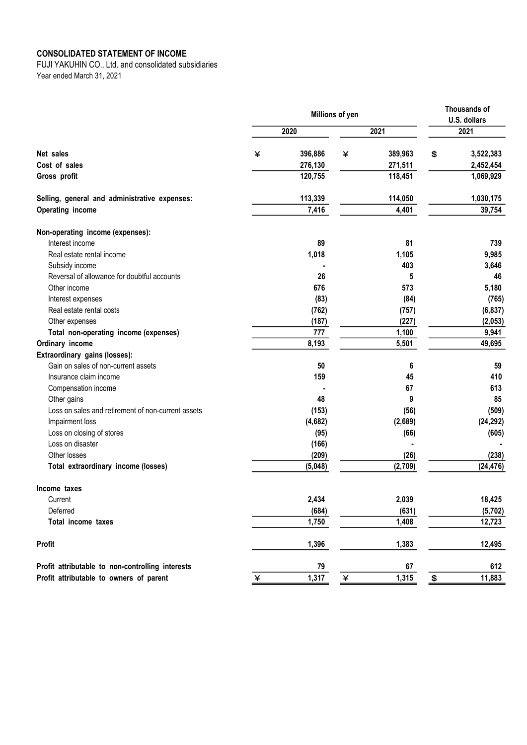**CONSOLIDATED STATEMENT OF INCOME**

FUJI YAKUHIN CO., Ltd. and consolidated subsidiaries

Year ended March 31, 2021

| | Millions of yen | | Thousands of U.S. dollars |
|---|---|---|---|
| | 2020 | 2021 | 2021 |
| **Net sales** | ¥ 396,886 | ¥ 389,963 | $ 3,522,383 |
| **Cost of sales** | 276,130 | 271,511 | 2,452,454 |
| **Gross profit** | 120,755 | 118,451 | 1,069,929 |
| **Selling, general and administrative expenses:** | 113,339 | 114,050 | 1,030,175 |
| **Operating income** | 7,416 | 4,401 | 39,754 |
| **Non-operating income (expenses):** | | | |
| Interest income | 89 | 81 | 739 |
| Real estate rental income | 1,018 | 1,105 | 9,985 |
| Subsidy income | - | 403 | 3,646 |
| Reversal of allowance for doubtful accounts | 26 | 5 | 46 |
| Other income | 676 | 573 | 5,180 |
| Interest expenses | (83) | (84) | (765) |
| Real estate rental costs | (762) | (757) | (6,837) |
| Other expenses | (187) | (227) | (2,053) |
| **Total non-operating income (expenses)** | 777 | 1,100 | 9,941 |
| **Ordinary income** | 8,193 | 5,501 | 49,695 |
| **Extraordinary gains (losses):** | | | |
| Gain on sales of non-current assets | 50 | 6 | 59 |
| Insurance claim income | 159 | 45 | 410 |
| Compensation income | - | 67 | 613 |
| Other gains | 48 | 9 | 85 |
| Loss on sales and retirement of non-current assets | (153) | (56) | (509) |
| Impairment loss | (4,682) | (2,689) | (24,292) |
| Loss on closing of stores | (95) | (66) | (605) |
| Loss on disaster | (166) | - | - |
| Other losses | (209) | (26) | (238) |
| **Total extraordinary income (losses)** | (5,048) | (2,709) | (24,476) |
| **Income taxes** | | | |
| Current | 2,434 | 2,039 | 18,425 |
| Deferred | (684) | (631) | (5,702) |
| **Total income taxes** | 1,750 | 1,408 | 12,723 |
| **Profit** | 1,396 | 1,383 | 12,495 |
| **Profit attributable to non-controlling interests** | 79 | 67 | 612 |
| **Profit attributable to owners of parent** | ¥ 1,317 | ¥ 1,315 | $ 11,883 |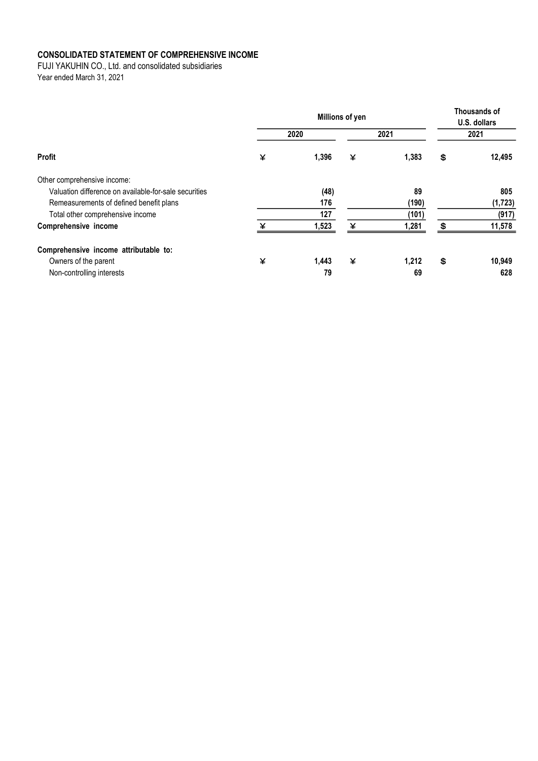## CONSOLIDATED STATEMENT OF COMPREHENSIVE INCOME

FUJI YAKUHIN CO., Ltd. and consolidated subsidiaries
Year ended March 31, 2021

| | Millions of yen | | Thousands of U.S. dollars |
|---|---|---|---|
| | 2020 | 2021 | 2021 |
| **Profit** | ¥ 1,396 | ¥ 1,383 | $ 12,495 |
| Other comprehensive income: | | | |
| Valuation difference on available-for-sale securities | (48) | 89 | 805 |
| Remeasurements of defined benefit plans | 176 | (190) | (1,723) |
| Total other comprehensive income | 127 | (101) | (917) |
| **Comprehensive income** | ¥ 1,523 | ¥ 1,281 | $ 11,578 |
| **Comprehensive income attributable to:** | | | |
| Owners of the parent | ¥ 1,443 | ¥ 1,212 | $ 10,949 |
| Non-controlling interests | 79 | 69 | 628 |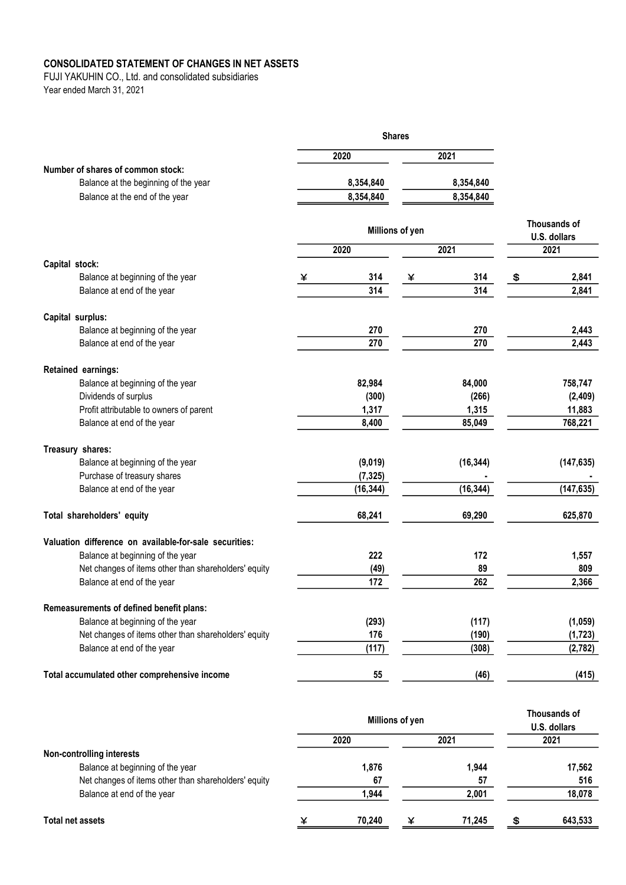**CONSOLIDATED STATEMENT OF CHANGES IN NET ASSETS**

FUJI YAKUHIN CO., Ltd. and consolidated subsidiaries

Year ended March 31, 2021

| | Shares | |
|---|---|---|
| | 2020 | 2021 |
| **Number of shares of common stock:** | | |
| Balance at the beginning of the year | 8,354,840 | 8,354,840 |
| Balance at the end of the year | 8,354,840 | 8,354,840 |

| | Millions of yen | | Thousands of U.S. dollars |
|---|---|---|---|
| | 2020 | 2021 | 2021 |
| **Capital stock:** | | | |
| Balance at beginning of the year | ¥ 314 | ¥ 314 | $ 2,841 |
| Balance at end of the year | 314 | 314 | 2,841 |
| **Capital surplus:** | | | |
| Balance at beginning of the year | 270 | 270 | 2,443 |
| Balance at end of the year | 270 | 270 | 2,443 |
| **Retained earnings:** | | | |
| Balance at beginning of the year | 82,984 | 84,000 | 758,747 |
| Dividends of surplus | (300) | (266) | (2,409) |
| Profit attributable to owners of parent | 1,317 | 1,315 | 11,883 |
| Balance at end of the year | 8,400 | 85,049 | 768,221 |
| **Treasury shares:** | | | |
| Balance at beginning of the year | (9,019) | (16,344) | (147,635) |
| Purchase of treasury shares | (7,325) | - | - |
| Balance at end of the year | (16,344) | (16,344) | (147,635) |
| **Total shareholders' equity** | 68,241 | 69,290 | 625,870 |
| **Valuation difference on available-for-sale securities:** | | | |
| Balance at beginning of the year | 222 | 172 | 1,557 |
| Net changes of items other than shareholders' equity | (49) | 89 | 809 |
| Balance at end of the year | 172 | 262 | 2,366 |
| **Remeasurements of defined benefit plans:** | | | |
| Balance at beginning of the year | (293) | (117) | (1,059) |
| Net changes of items other than shareholders' equity | 176 | (190) | (1,723) |
| Balance at end of the year | (117) | (308) | (2,782) |
| **Total accumulated other comprehensive income** | 55 | (46) | (415) |

| | Millions of yen | | Thousands of U.S. dollars |
|---|---|---|---|
| | 2020 | 2021 | 2021 |
| **Non-controlling interests** | | | |
| Balance at beginning of the year | 1,876 | 1,944 | 17,562 |
| Net changes of items other than shareholders' equity | 67 | 57 | 516 |
| Balance at end of the year | 1,944 | 2,001 | 18,078 |
| **Total net assets** | ¥ 70,240 | ¥ 71,245 | $ 643,533 |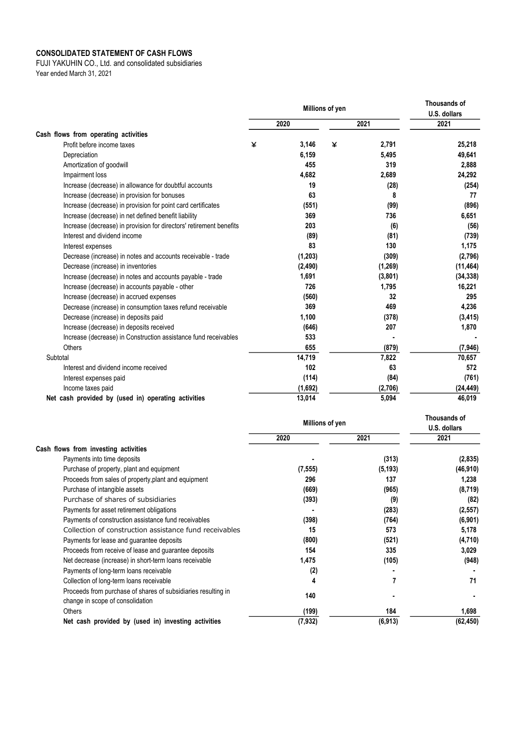**CONSOLIDATED STATEMENT OF CASH FLOWS**

FUJI YAKUHIN CO., Ltd. and consolidated subsidiaries

Year ended March 31, 2021

| | Millions of yen | | Thousands of U.S. dollars |
|---|---|---|---|
| | 2020 | 2021 | 2021 |
| **Cash flows from operating activities** | | | |
| Profit before income taxes | ¥ 3,146 | ¥ 2,791 | 25,218 |
| Depreciation | 6,159 | 5,495 | 49,641 |
| Amortization of goodwill | 455 | 319 | 2,888 |
| Impairment loss | 4,682 | 2,689 | 24,292 |
| Increase (decrease) in allowance for doubtful accounts | 19 | (28) | (254) |
| Increase (decrease) in provision for bonuses | 63 | 8 | 77 |
| Increase (decrease) in provision for point card certificates | (551) | (99) | (896) |
| Increase (decrease) in net defined benefit liability | 369 | 736 | 6,651 |
| Increase (decrease) in provision for directors' retirement benefits | 203 | (6) | (56) |
| Interest and dividend income | (89) | (81) | (739) |
| Interest expenses | 83 | 130 | 1,175 |
| Decrease (increase) in notes and accounts receivable - trade | (1,203) | (309) | (2,796) |
| Decrease (increase) in inventories | (2,490) | (1,269) | (11,464) |
| Increase (decrease) in notes and accounts payable - trade | 1,691 | (3,801) | (34,338) |
| Increase (decrease) in accounts payable - other | 726 | 1,795 | 16,221 |
| Increase (decrease) in accrued expenses | (560) | 32 | 295 |
| Decrease (increase) in consumption taxes refund receivable | 369 | 469 | 4,236 |
| Decrease (increase) in deposits paid | 1,100 | (378) | (3,415) |
| Increase (decrease) in deposits received | (646) | 207 | 1,870 |
| Increase (decrease) in Construction assistance fund receivables | 533 | - | - |
| Others | 655 | (879) | (7,946) |
| Subtotal | 14,719 | 7,822 | 70,657 |
| Interest and dividend income received | 102 | 63 | 572 |
| Interest expenses paid | (114) | (84) | (761) |
| Income taxes paid | (1,692) | (2,706) | (24,449) |
| **Net cash provided by (used in) operating activities** | 13,014 | 5,094 | 46,019 |

| | Millions of yen | | Thousands of U.S. dollars |
|---|---|---|---|
| | 2020 | 2021 | 2021 |
| **Cash flows from investing activities** | | | |
| Payments into time deposits | - | (313) | (2,835) |
| Purchase of property, plant and equipment | (7,555) | (5,193) | (46,910) |
| Proceeds from sales of property,plant and equipment | 296 | 137 | 1,238 |
| Purchase of intangible assets | (669) | (965) | (8,719) |
| Purchase of shares of subsidiaries | (393) | (9) | (82) |
| Payments for asset retirement obligations | - | (283) | (2,557) |
| Payments of construction assistance fund receivables | (398) | (764) | (6,901) |
| Collection of construction assistance fund receivables | 15 | 573 | 5,178 |
| Payments for lease and guarantee deposits | (800) | (521) | (4,710) |
| Proceeds from receive of lease and guarantee deposits | 154 | 335 | 3,029 |
| Net decrease (increase) in short-term loans receivable | 1,475 | (105) | (948) |
| Payments of long-term loans receivable | (2) | - | - |
| Collection of long-term loans receivable | 4 | 7 | 71 |
| Proceeds from purchase of shares of subsidiaries resulting in change in scope of consolidation | 140 | - | - |
| Others | (199) | 184 | 1,698 |
| **Net cash provided by (used in) investing activities** | (7,932) | (6,913) | (62,450) |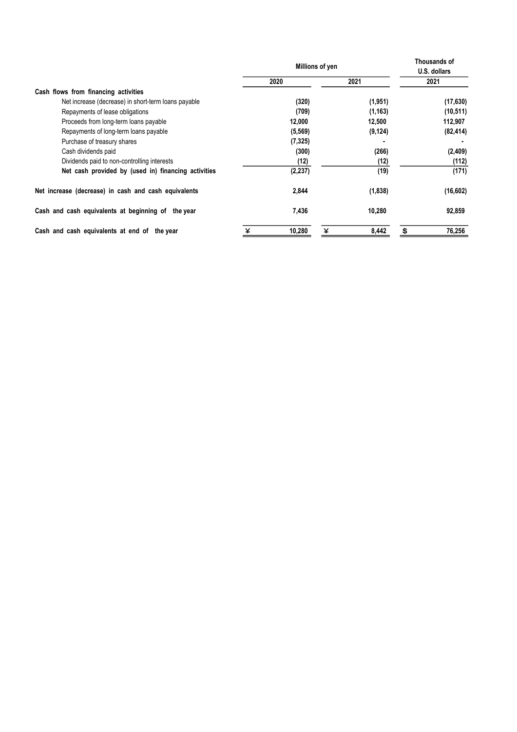| | Millions of yen | | Thousands of U.S. dollars |
|---|---|---|---|
| | 2020 | 2021 | 2021 |
| **Cash flows from financing activities** | | | |
| Net increase (decrease) in short-term loans payable | (320) | (1,951) | (17,630) |
| Repayments of lease obligations | (709) | (1,163) | (10,511) |
| Proceeds from long-term loans payable | 12,000 | 12,500 | 112,907 |
| Repayments of long-term loans payable | (5,569) | (9,124) | (82,414) |
| Purchase of treasury shares | (7,325) | - | - |
| Cash dividends paid | (300) | (266) | (2,409) |
| Dividends paid to non-controlling interests | (12) | (12) | (112) |
| **Net cash provided by (used in) financing activities** | (2,237) | (19) | (171) |
| **Net increase (decrease) in cash and cash equivalents** | 2,844 | (1,838) | (16,602) |
| **Cash and cash equivalents at beginning of the year** | 7,436 | 10,280 | 92,859 |
| **Cash and cash equivalents at end of the year** | ¥ 10,280 | ¥ 8,442 | $ 76,256 |